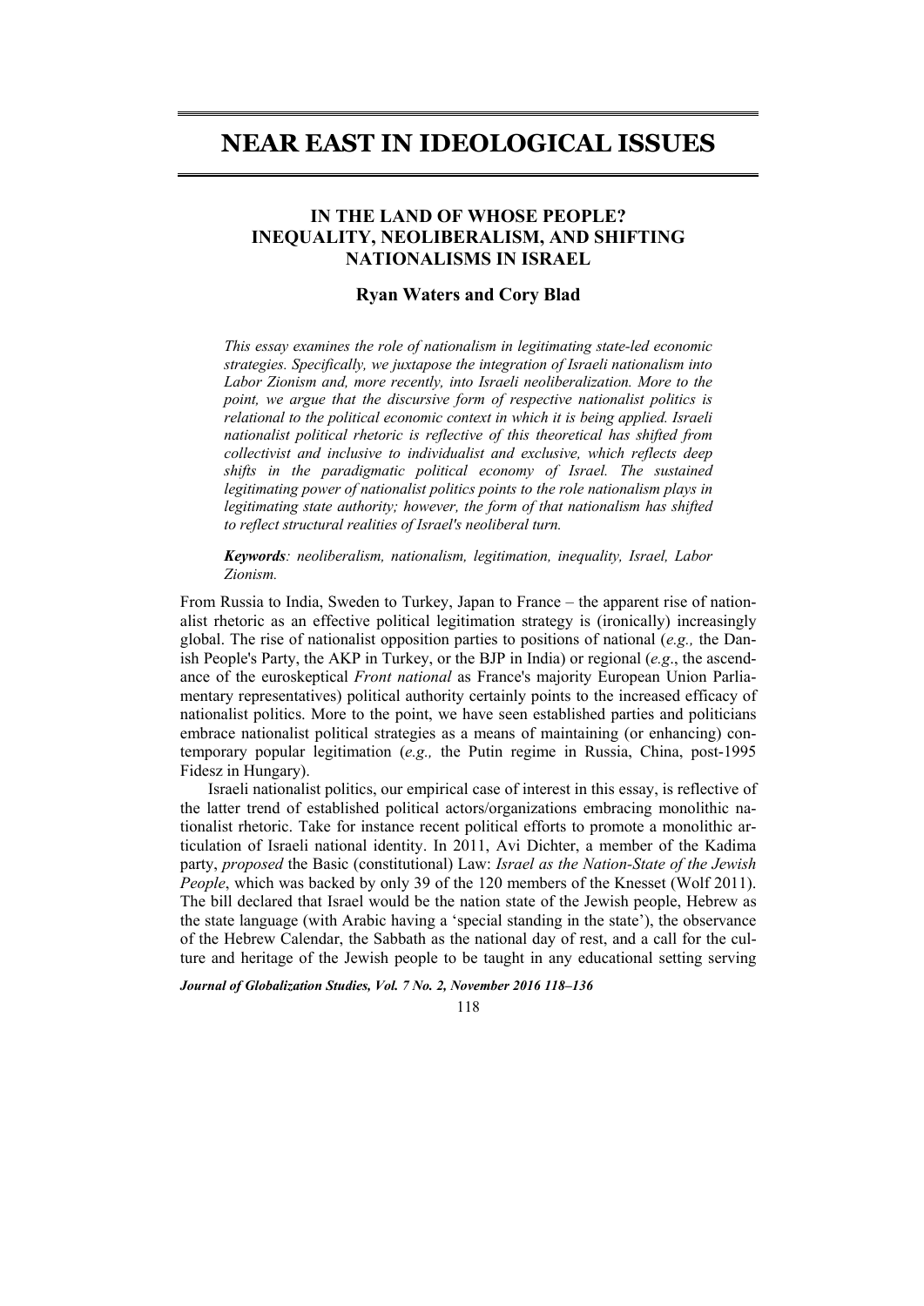# NEAR EAST IN IDEOLOGICAL ISSUES

## IN THE LAND OF WHOSE PEOPLE? INEQUALITY, NEOLIBERALISM, AND SHIFTING NATIONALISMS IN ISRAEL

### Ryan Waters and Cory Blad

*This essay examines the role of nationalism in legitimating state-led economic strategies. Specifically, we juxtapose the integration of Israeli nationalism into Labor Zionism and, more recently, into Israeli neoliberalization. More to the point, we argue that the discursive form of respective nationalist politics is relational to the political economic context in which it is being applied. Israeli nationalist political rhetoric is reflective of this theoretical has shifted from collectivist and inclusive to individualist and exclusive, which reflects deep shifts in the paradigmatic political economy of Israel. The sustained legitimating power of nationalist politics points to the role nationalism plays in legitimating state authority; however, the form of that nationalism has shifted to reflect structural realities of Israel's neoliberal turn.*

***Keywords****: neoliberalism, nationalism, legitimation, inequality, Israel, Labor Zionism.*

From Russia to India, Sweden to Turkey, Japan to France – the apparent rise of nationalist rhetoric as an effective political legitimation strategy is (ironically) increasingly global. The rise of nationalist opposition parties to positions of national (*e.g.,* the Danish People's Party, the AKP in Turkey, or the BJP in India) or regional (*e.g*., the ascendance of the euroskeptical *Front national* as France's majority European Union Parliamentary representatives) political authority certainly points to the increased efficacy of nationalist politics. More to the point, we have seen established parties and politicians embrace nationalist political strategies as a means of maintaining (or enhancing) contemporary popular legitimation (*e.g.,* the Putin regime in Russia, China, post-1995 Fidesz in Hungary).

Israeli nationalist politics, our empirical case of interest in this essay, is reflective of the latter trend of established political actors/organizations embracing monolithic nationalist rhetoric. Take for instance recent political efforts to promote a monolithic articulation of Israeli national identity. In 2011, Avi Dichter, a member of the Kadima party, *proposed* the Basic (constitutional) Law: *Israel as the Nation-State of the Jewish People*, which was backed by only 39 of the 120 members of the Knesset (Wolf 2011). The bill declared that Israel would be the nation state of the Jewish people, Hebrew as the state language (with Arabic having a 'special standing in the state'), the observance of the Hebrew Calendar, the Sabbath as the national day of rest, and a call for the culture and heritage of the Jewish people to be taught in any educational setting serving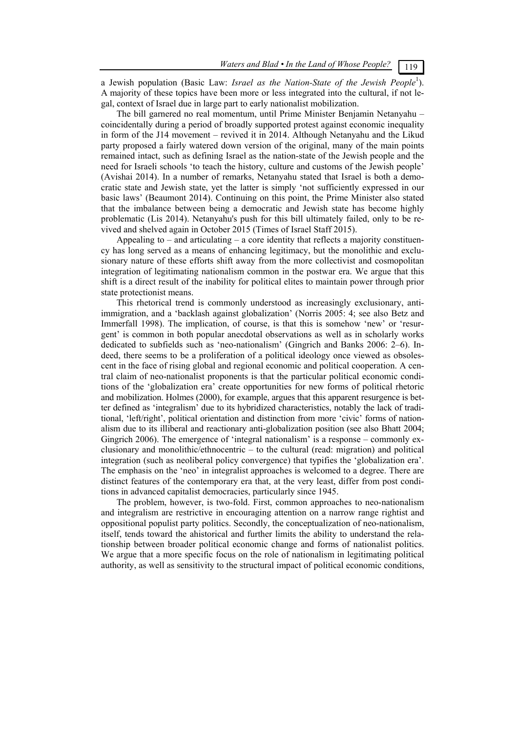a Jewish population (Basic Law: *Israel as the Nation-State of the Jewish People*[1]). A majority of these topics have been more or less integrated into the cultural, if not legal, context of Israel due in large part to early nationalist mobilization.

The bill garnered no real momentum, until Prime Minister Benjamin Netanyahu – coincidentally during a period of broadly supported protest against economic inequality in form of the J14 movement – revived it in 2014. Although Netanyahu and the Likud party proposed a fairly watered down version of the original, many of the main points remained intact, such as defining Israel as the nation-state of the Jewish people and the need for Israeli schools 'to teach the history, culture and customs of the Jewish people' (Avishai 2014). In a number of remarks, Netanyahu stated that Israel is both a democratic state and Jewish state, yet the latter is simply 'not sufficiently expressed in our basic laws' (Beaumont 2014). Continuing on this point, the Prime Minister also stated that the imbalance between being a democratic and Jewish state has become highly problematic (Lis 2014). Netanyahu's push for this bill ultimately failed, only to be revived and shelved again in October 2015 (Times of Israel Staff 2015).

Appealing to – and articulating – a core identity that reflects a majority constituency has long served as a means of enhancing legitimacy, but the monolithic and exclusionary nature of these efforts shift away from the more collectivist and cosmopolitan integration of legitimating nationalism common in the postwar era. We argue that this shift is a direct result of the inability for political elites to maintain power through prior state protectionist means.

This rhetorical trend is commonly understood as increasingly exclusionary, anti-immigration, and a 'backlash against globalization' (Norris 2005: 4; see also Betz and Immerfall 1998). The implication, of course, is that this is somehow 'new' or 'resurgent' is common in both popular anecdotal observations as well as in scholarly works dedicated to subfields such as 'neo-nationalism' (Gingrich and Banks 2006: 2–6). Indeed, there seems to be a proliferation of a political ideology once viewed as obsolescent in the face of rising global and regional economic and political cooperation. A central claim of neo-nationalist proponents is that the particular political economic conditions of the 'globalization era' create opportunities for new forms of political rhetoric and mobilization. Holmes (2000), for example, argues that this apparent resurgence is better defined as 'integralism' due to its hybridized characteristics, notably the lack of traditional, 'left/right', political orientation and distinction from more 'civic' forms of nationalism due to its illiberal and reactionary anti-globalization position (see also Bhatt 2004; Gingrich 2006). The emergence of 'integral nationalism' is a response – commonly exclusionary and monolithic/ethnocentric – to the cultural (read: migration) and political integration (such as neoliberal policy convergence) that typifies the 'globalization era'. The emphasis on the 'neo' in integralist approaches is welcomed to a degree. There are distinct features of the contemporary era that, at the very least, differ from post conditions in advanced capitalist democracies, particularly since 1945.

The problem, however, is two-fold. First, common approaches to neo-nationalism and integralism are restrictive in encouraging attention on a narrow range rightist and oppositional populist party politics. Secondly, the conceptualization of neo-nationalism, itself, tends toward the ahistorical and further limits the ability to understand the relationship between broader political economic change and forms of nationalist politics. We argue that a more specific focus on the role of nationalism in legitimating political authority, as well as sensitivity to the structural impact of political economic conditions,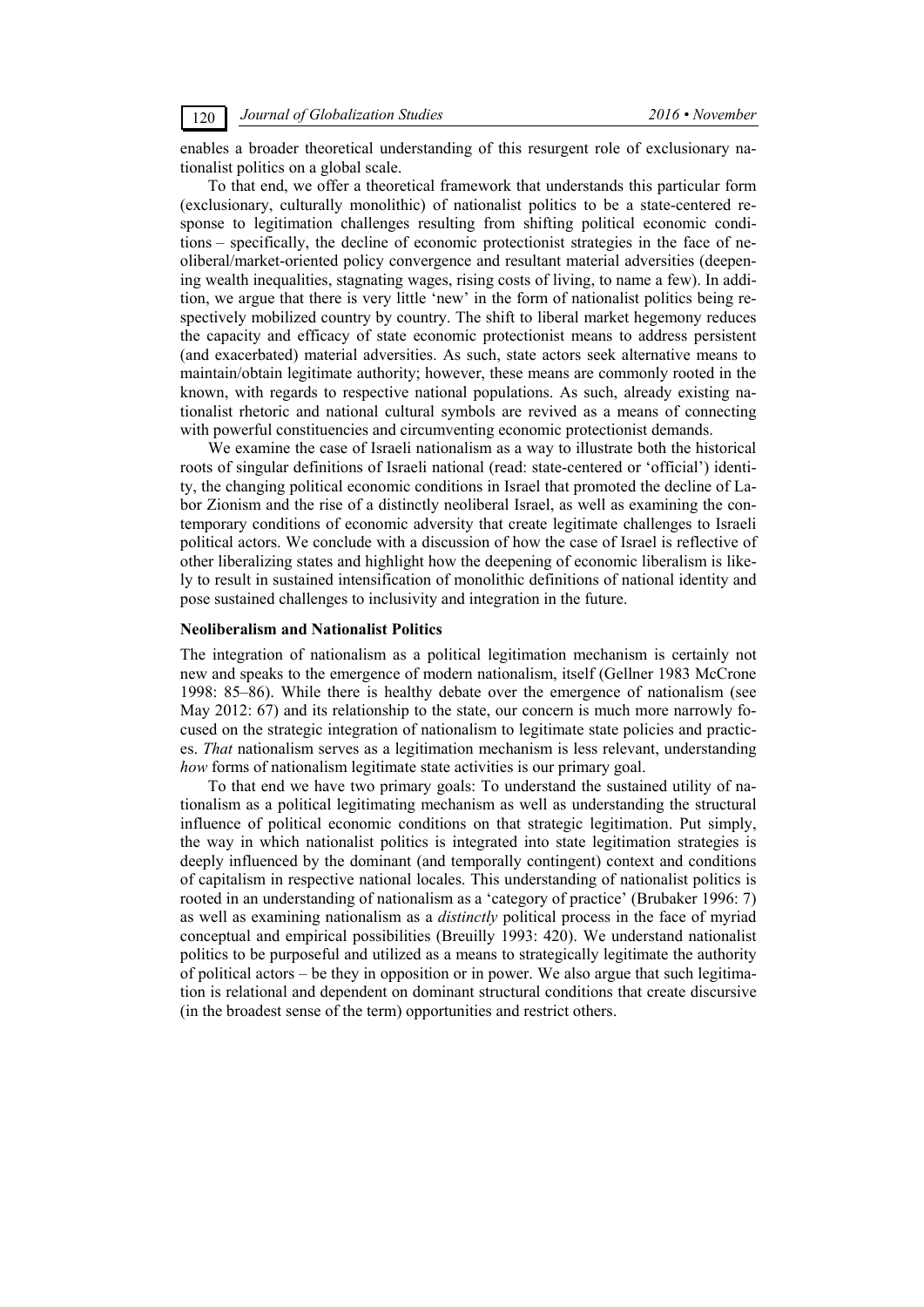enables a broader theoretical understanding of this resurgent role of exclusionary nationalist politics on a global scale.

To that end, we offer a theoretical framework that understands this particular form (exclusionary, culturally monolithic) of nationalist politics to be a state-centered response to legitimation challenges resulting from shifting political economic conditions – specifically, the decline of economic protectionist strategies in the face of neoliberal/market-oriented policy convergence and resultant material adversities (deepening wealth inequalities, stagnating wages, rising costs of living, to name a few). In addition, we argue that there is very little 'new' in the form of nationalist politics being respectively mobilized country by country. The shift to liberal market hegemony reduces the capacity and efficacy of state economic protectionist means to address persistent (and exacerbated) material adversities. As such, state actors seek alternative means to maintain/obtain legitimate authority; however, these means are commonly rooted in the known, with regards to respective national populations. As such, already existing nationalist rhetoric and national cultural symbols are revived as a means of connecting with powerful constituencies and circumventing economic protectionist demands.

We examine the case of Israeli nationalism as a way to illustrate both the historical roots of singular definitions of Israeli national (read: state-centered or 'official') identity, the changing political economic conditions in Israel that promoted the decline of Labor Zionism and the rise of a distinctly neoliberal Israel, as well as examining the contemporary conditions of economic adversity that create legitimate challenges to Israeli political actors. We conclude with a discussion of how the case of Israel is reflective of other liberalizing states and highlight how the deepening of economic liberalism is likely to result in sustained intensification of monolithic definitions of national identity and pose sustained challenges to inclusivity and integration in the future.

**Neoliberalism and Nationalist Politics**

The integration of nationalism as a political legitimation mechanism is certainly not new and speaks to the emergence of modern nationalism, itself (Gellner 1983 McCrone 1998: 85–86). While there is healthy debate over the emergence of nationalism (see May 2012: 67) and its relationship to the state, our concern is much more narrowly focused on the strategic integration of nationalism to legitimate state policies and practices. *That* nationalism serves as a legitimation mechanism is less relevant, understanding *how* forms of nationalism legitimate state activities is our primary goal.

To that end we have two primary goals: To understand the sustained utility of nationalism as a political legitimating mechanism as well as understanding the structural influence of political economic conditions on that strategic legitimation. Put simply, the way in which nationalist politics is integrated into state legitimation strategies is deeply influenced by the dominant (and temporally contingent) context and conditions of capitalism in respective national locales. This understanding of nationalist politics is rooted in an understanding of nationalism as a 'category of practice' (Brubaker 1996: 7) as well as examining nationalism as a *distinctly* political process in the face of myriad conceptual and empirical possibilities (Breuilly 1993: 420). We understand nationalist politics to be purposeful and utilized as a means to strategically legitimate the authority of political actors – be they in opposition or in power. We also argue that such legitimation is relational and dependent on dominant structural conditions that create discursive (in the broadest sense of the term) opportunities and restrict others.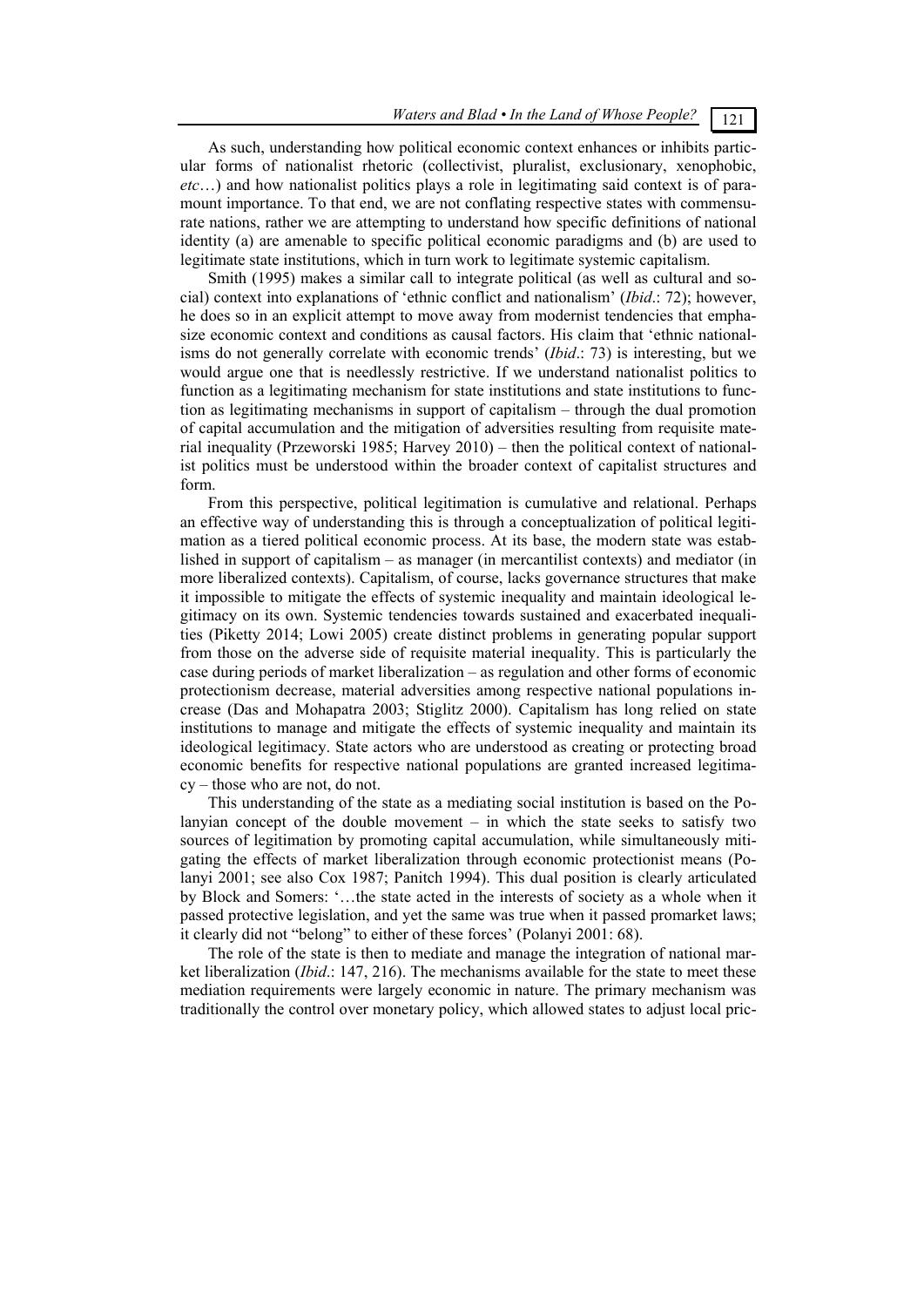As such, understanding how political economic context enhances or inhibits particular forms of nationalist rhetoric (collectivist, pluralist, exclusionary, xenophobic, *etc*…) and how nationalist politics plays a role in legitimating said context is of paramount importance. To that end, we are not conflating respective states with commensurate nations, rather we are attempting to understand how specific definitions of national identity (a) are amenable to specific political economic paradigms and (b) are used to legitimate state institutions, which in turn work to legitimate systemic capitalism.

Smith (1995) makes a similar call to integrate political (as well as cultural and social) context into explanations of 'ethnic conflict and nationalism' (*Ibid*.: 72); however, he does so in an explicit attempt to move away from modernist tendencies that emphasize economic context and conditions as causal factors. His claim that 'ethnic nationalisms do not generally correlate with economic trends' (*Ibid*.: 73) is interesting, but we would argue one that is needlessly restrictive. If we understand nationalist politics to function as a legitimating mechanism for state institutions and state institutions to function as legitimating mechanisms in support of capitalism – through the dual promotion of capital accumulation and the mitigation of adversities resulting from requisite material inequality (Przeworski 1985; Harvey 2010) – then the political context of nationalist politics must be understood within the broader context of capitalist structures and form.

From this perspective, political legitimation is cumulative and relational. Perhaps an effective way of understanding this is through a conceptualization of political legitimation as a tiered political economic process. At its base, the modern state was established in support of capitalism – as manager (in mercantilist contexts) and mediator (in more liberalized contexts). Capitalism, of course, lacks governance structures that make it impossible to mitigate the effects of systemic inequality and maintain ideological legitimacy on its own. Systemic tendencies towards sustained and exacerbated inequalities (Piketty 2014; Lowi 2005) create distinct problems in generating popular support from those on the adverse side of requisite material inequality. This is particularly the case during periods of market liberalization – as regulation and other forms of economic protectionism decrease, material adversities among respective national populations increase (Das and Mohapatra 2003; Stiglitz 2000). Capitalism has long relied on state institutions to manage and mitigate the effects of systemic inequality and maintain its ideological legitimacy. State actors who are understood as creating or protecting broad economic benefits for respective national populations are granted increased legitimacy – those who are not, do not.

This understanding of the state as a mediating social institution is based on the Polanyian concept of the double movement – in which the state seeks to satisfy two sources of legitimation by promoting capital accumulation, while simultaneously mitigating the effects of market liberalization through economic protectionist means (Polanyi 2001; see also Cox 1987; Panitch 1994). This dual position is clearly articulated by Block and Somers: '…the state acted in the interests of society as a whole when it passed protective legislation, and yet the same was true when it passed promarket laws; it clearly did not "belong" to either of these forces' (Polanyi 2001: 68).

The role of the state is then to mediate and manage the integration of national market liberalization (*Ibid*.: 147, 216). The mechanisms available for the state to meet these mediation requirements were largely economic in nature. The primary mechanism was traditionally the control over monetary policy, which allowed states to adjust local pric-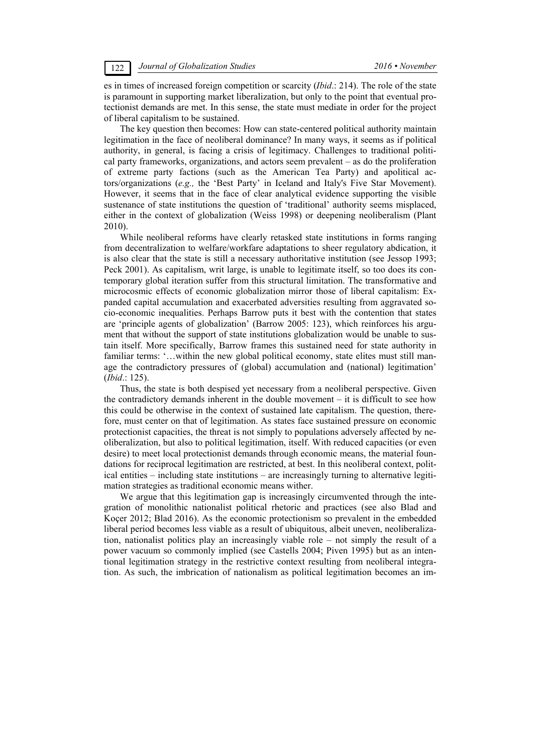es in times of increased foreign competition or scarcity (*Ibid*.: 214). The role of the state is paramount in supporting market liberalization, but only to the point that eventual protectionist demands are met. In this sense, the state must mediate in order for the project of liberal capitalism to be sustained.

The key question then becomes: How can state-centered political authority maintain legitimation in the face of neoliberal dominance? In many ways, it seems as if political authority, in general, is facing a crisis of legitimacy. Challenges to traditional political party frameworks, organizations, and actors seem prevalent – as do the proliferation of extreme party factions (such as the American Tea Party) and apolitical actors/organizations (*e.g.,* the 'Best Party' in Iceland and Italy's Five Star Movement). However, it seems that in the face of clear analytical evidence supporting the visible sustenance of state institutions the question of 'traditional' authority seems misplaced, either in the context of globalization (Weiss 1998) or deepening neoliberalism (Plant 2010).

While neoliberal reforms have clearly retasked state institutions in forms ranging from decentralization to welfare/workfare adaptations to sheer regulatory abdication, it is also clear that the state is still a necessary authoritative institution (see Jessop 1993; Peck 2001). As capitalism, writ large, is unable to legitimate itself, so too does its contemporary global iteration suffer from this structural limitation. The transformative and microcosmic effects of economic globalization mirror those of liberal capitalism: Expanded capital accumulation and exacerbated adversities resulting from aggravated socio-economic inequalities. Perhaps Barrow puts it best with the contention that states are 'principle agents of globalization' (Barrow 2005: 123), which reinforces his argument that without the support of state institutions globalization would be unable to sustain itself. More specifically, Barrow frames this sustained need for state authority in familiar terms: '…within the new global political economy, state elites must still manage the contradictory pressures of (global) accumulation and (national) legitimation' (*Ibid*.: 125).

Thus, the state is both despised yet necessary from a neoliberal perspective. Given the contradictory demands inherent in the double movement – it is difficult to see how this could be otherwise in the context of sustained late capitalism. The question, therefore, must center on that of legitimation. As states face sustained pressure on economic protectionist capacities, the threat is not simply to populations adversely affected by neoliberalization, but also to political legitimation, itself. With reduced capacities (or even desire) to meet local protectionist demands through economic means, the material foundations for reciprocal legitimation are restricted, at best. In this neoliberal context, political entities – including state institutions – are increasingly turning to alternative legitimation strategies as traditional economic means wither.

We argue that this legitimation gap is increasingly circumvented through the integration of monolithic nationalist political rhetoric and practices (see also Blad and Koçer 2012; Blad 2016). As the economic protectionism so prevalent in the embedded liberal period becomes less viable as a result of ubiquitous, albeit uneven, neoliberalization, nationalist politics play an increasingly viable role – not simply the result of a power vacuum so commonly implied (see Castells 2004; Piven 1995) but as an intentional legitimation strategy in the restrictive context resulting from neoliberal integration. As such, the imbrication of nationalism as political legitimation becomes an im-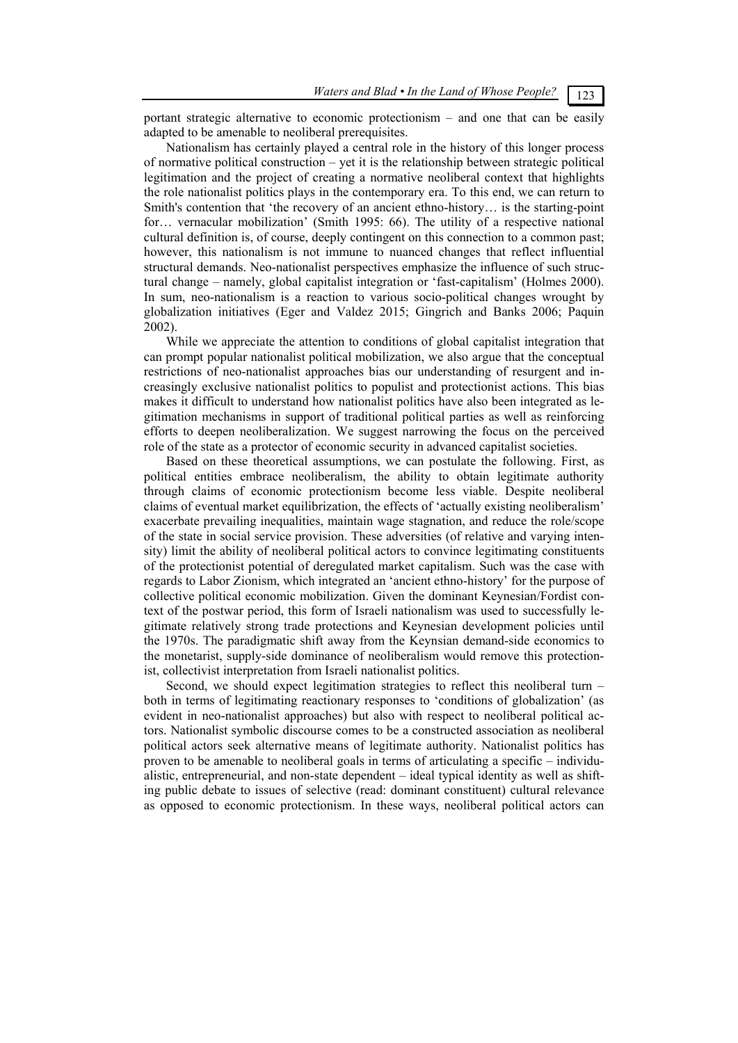portant strategic alternative to economic protectionism – and one that can be easily adapted to be amenable to neoliberal prerequisites.

Nationalism has certainly played a central role in the history of this longer process of normative political construction – yet it is the relationship between strategic political legitimation and the project of creating a normative neoliberal context that highlights the role nationalist politics plays in the contemporary era. To this end, we can return to Smith's contention that 'the recovery of an ancient ethno-history… is the starting-point for… vernacular mobilization' (Smith 1995: 66). The utility of a respective national cultural definition is, of course, deeply contingent on this connection to a common past; however, this nationalism is not immune to nuanced changes that reflect influential structural demands. Neo-nationalist perspectives emphasize the influence of such structural change – namely, global capitalist integration or 'fast-capitalism' (Holmes 2000). In sum, neo-nationalism is a reaction to various socio-political changes wrought by globalization initiatives (Eger and Valdez 2015; Gingrich and Banks 2006; Paquin 2002).

While we appreciate the attention to conditions of global capitalist integration that can prompt popular nationalist political mobilization, we also argue that the conceptual restrictions of neo-nationalist approaches bias our understanding of resurgent and increasingly exclusive nationalist politics to populist and protectionist actions. This bias makes it difficult to understand how nationalist politics have also been integrated as legitimation mechanisms in support of traditional political parties as well as reinforcing efforts to deepen neoliberalization. We suggest narrowing the focus on the perceived role of the state as a protector of economic security in advanced capitalist societies.

Based on these theoretical assumptions, we can postulate the following. First, as political entities embrace neoliberalism, the ability to obtain legitimate authority through claims of economic protectionism become less viable. Despite neoliberal claims of eventual market equilibrization, the effects of 'actually existing neoliberalism' exacerbate prevailing inequalities, maintain wage stagnation, and reduce the role/scope of the state in social service provision. These adversities (of relative and varying intensity) limit the ability of neoliberal political actors to convince legitimating constituents of the protectionist potential of deregulated market capitalism. Such was the case with regards to Labor Zionism, which integrated an 'ancient ethno-history' for the purpose of collective political economic mobilization. Given the dominant Keynesian/Fordist context of the postwar period, this form of Israeli nationalism was used to successfully legitimate relatively strong trade protections and Keynesian development policies until the 1970s. The paradigmatic shift away from the Keynsian demand-side economics to the monetarist, supply-side dominance of neoliberalism would remove this protectionist, collectivist interpretation from Israeli nationalist politics.

Second, we should expect legitimation strategies to reflect this neoliberal turn – both in terms of legitimating reactionary responses to 'conditions of globalization' (as evident in neo-nationalist approaches) but also with respect to neoliberal political actors. Nationalist symbolic discourse comes to be a constructed association as neoliberal political actors seek alternative means of legitimate authority. Nationalist politics has proven to be amenable to neoliberal goals in terms of articulating a specific – individualistic, entrepreneurial, and non-state dependent – ideal typical identity as well as shifting public debate to issues of selective (read: dominant constituent) cultural relevance as opposed to economic protectionism. In these ways, neoliberal political actors can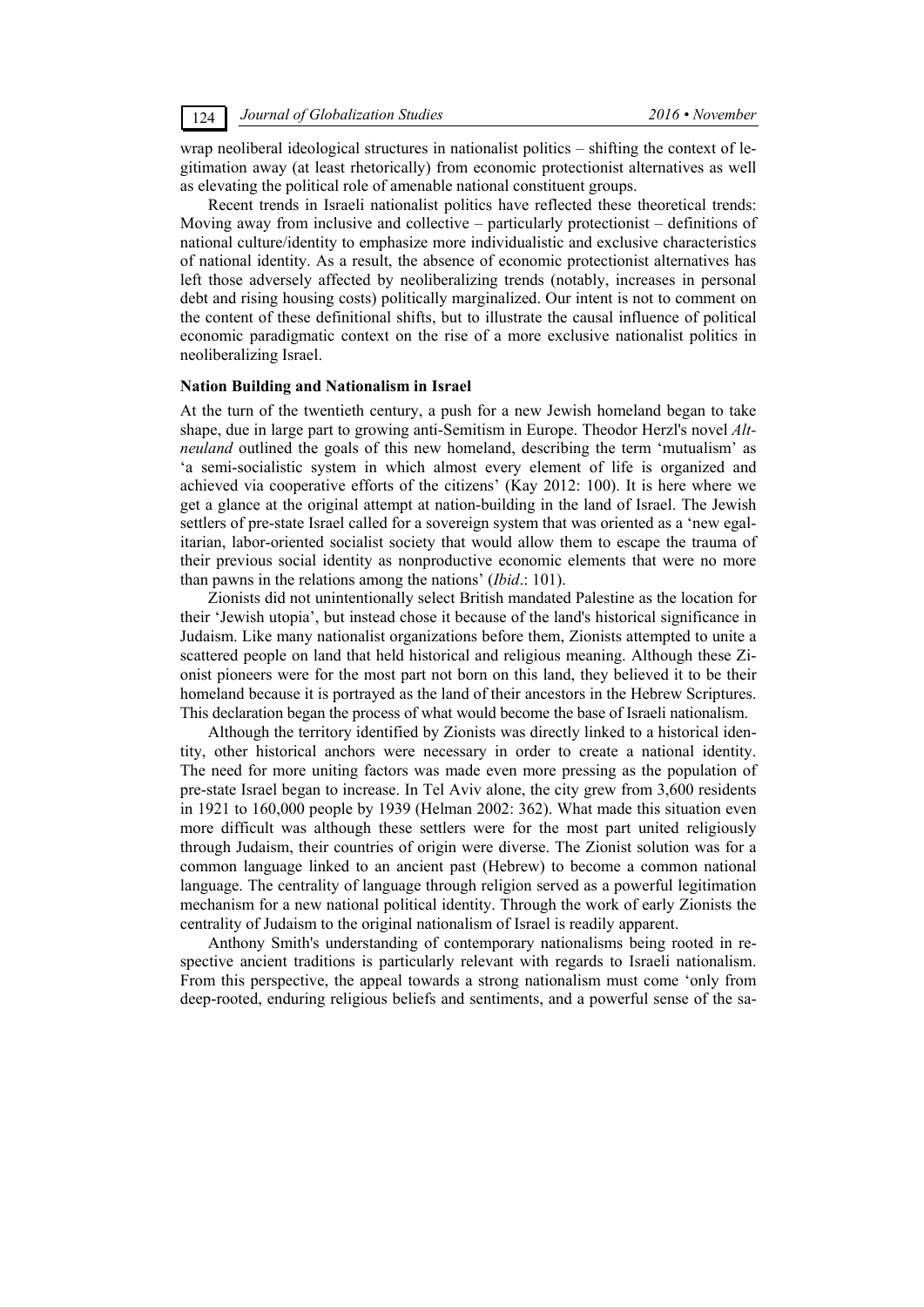wrap neoliberal ideological structures in nationalist politics – shifting the context of legitimation away (at least rhetorically) from economic protectionist alternatives as well as elevating the political role of amenable national constituent groups.

Recent trends in Israeli nationalist politics have reflected these theoretical trends: Moving away from inclusive and collective – particularly protectionist – definitions of national culture/identity to emphasize more individualistic and exclusive characteristics of national identity. As a result, the absence of economic protectionist alternatives has left those adversely affected by neoliberalizing trends (notably, increases in personal debt and rising housing costs) politically marginalized. Our intent is not to comment on the content of these definitional shifts, but to illustrate the causal influence of political economic paradigmatic context on the rise of a more exclusive nationalist politics in neoliberalizing Israel.

**Nation Building and Nationalism in Israel**

At the turn of the twentieth century, a push for a new Jewish homeland began to take shape, due in large part to growing anti-Semitism in Europe. Theodor Herzl's novel *Altneuland* outlined the goals of this new homeland, describing the term 'mutualism' as 'a semi-socialistic system in which almost every element of life is organized and achieved via cooperative efforts of the citizens' (Kay 2012: 100). It is here where we get a glance at the original attempt at nation-building in the land of Israel. The Jewish settlers of pre-state Israel called for a sovereign system that was oriented as a 'new egalitarian, labor-oriented socialist society that would allow them to escape the trauma of their previous social identity as nonproductive economic elements that were no more than pawns in the relations among the nations' (*Ibid*.: 101).

Zionists did not unintentionally select British mandated Palestine as the location for their 'Jewish utopia', but instead chose it because of the land's historical significance in Judaism. Like many nationalist organizations before them, Zionists attempted to unite a scattered people on land that held historical and religious meaning. Although these Zionist pioneers were for the most part not born on this land, they believed it to be their homeland because it is portrayed as the land of their ancestors in the Hebrew Scriptures. This declaration began the process of what would become the base of Israeli nationalism.

Although the territory identified by Zionists was directly linked to a historical identity, other historical anchors were necessary in order to create a national identity. The need for more uniting factors was made even more pressing as the population of pre-state Israel began to increase. In Tel Aviv alone, the city grew from 3,600 residents in 1921 to 160,000 people by 1939 (Helman 2002: 362). What made this situation even more difficult was although these settlers were for the most part united religiously through Judaism, their countries of origin were diverse. The Zionist solution was for a common language linked to an ancient past (Hebrew) to become a common national language. The centrality of language through religion served as a powerful legitimation mechanism for a new national political identity. Through the work of early Zionists the centrality of Judaism to the original nationalism of Israel is readily apparent.

Anthony Smith's understanding of contemporary nationalisms being rooted in respective ancient traditions is particularly relevant with regards to Israeli nationalism. From this perspective, the appeal towards a strong nationalism must come 'only from deep-rooted, enduring religious beliefs and sentiments, and a powerful sense of the sa-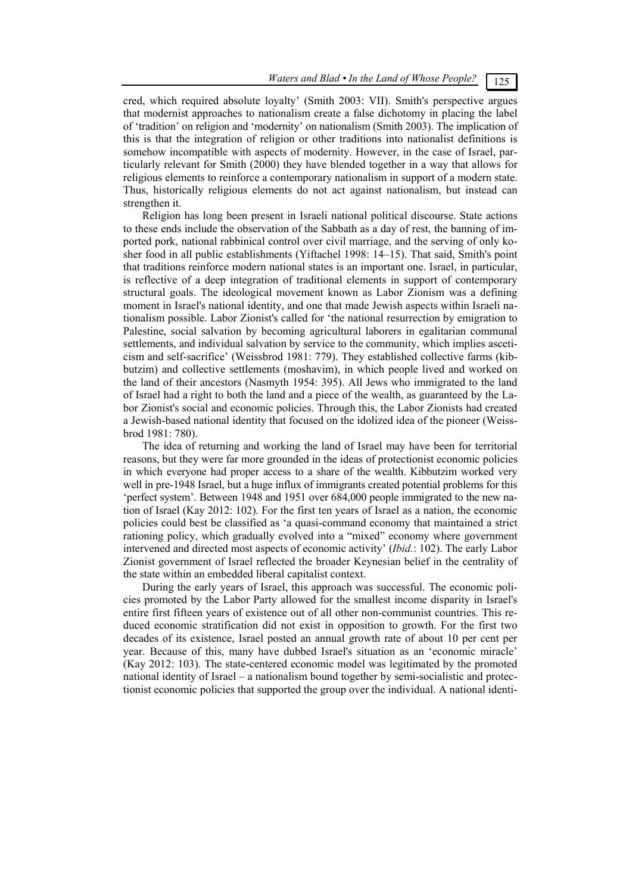cred, which required absolute loyalty' (Smith 2003: VII). Smith's perspective argues that modernist approaches to nationalism create a false dichotomy in placing the label of 'tradition' on religion and 'modernity' on nationalism (Smith 2003). The implication of this is that the integration of religion or other traditions into nationalist definitions is somehow incompatible with aspects of modernity. However, in the case of Israel, particularly relevant for Smith (2000) they have blended together in a way that allows for religious elements to reinforce a contemporary nationalism in support of a modern state. Thus, historically religious elements do not act against nationalism, but instead can strengthen it.

Religion has long been present in Israeli national political discourse. State actions to these ends include the observation of the Sabbath as a day of rest, the banning of imported pork, national rabbinical control over civil marriage, and the serving of only kosher food in all public establishments (Yiftachel 1998: 14–15). That said, Smith's point that traditions reinforce modern national states is an important one. Israel, in particular, is reflective of a deep integration of traditional elements in support of contemporary structural goals. The ideological movement known as Labor Zionism was a defining moment in Israel's national identity, and one that made Jewish aspects within Israeli nationalism possible. Labor Zionist's called for 'the national resurrection by emigration to Palestine, social salvation by becoming agricultural laborers in egalitarian communal settlements, and individual salvation by service to the community, which implies asceticism and self-sacrifice' (Weissbrod 1981: 779). They established collective farms (kibbutzim) and collective settlements (moshavim), in which people lived and worked on the land of their ancestors (Nasmyth 1954: 395). All Jews who immigrated to the land of Israel had a right to both the land and a piece of the wealth, as guaranteed by the Labor Zionist's social and economic policies. Through this, the Labor Zionists had created a Jewish-based national identity that focused on the idolized idea of the pioneer (Weissbrod 1981: 780).

The idea of returning and working the land of Israel may have been for territorial reasons, but they were far more grounded in the ideas of protectionist economic policies in which everyone had proper access to a share of the wealth. Kibbutzim worked very well in pre-1948 Israel, but a huge influx of immigrants created potential problems for this 'perfect system'. Between 1948 and 1951 over 684,000 people immigrated to the new nation of Israel (Kay 2012: 102). For the first ten years of Israel as a nation, the economic policies could best be classified as 'a quasi-command economy that maintained a strict rationing policy, which gradually evolved into a "mixed" economy where government intervened and directed most aspects of economic activity' (*Ibid.*: 102). The early Labor Zionist government of Israel reflected the broader Keynesian belief in the centrality of the state within an embedded liberal capitalist context.

During the early years of Israel, this approach was successful. The economic policies promoted by the Labor Party allowed for the smallest income disparity in Israel's entire first fifteen years of existence out of all other non-communist countries. This reduced economic stratification did not exist in opposition to growth. For the first two decades of its existence, Israel posted an annual growth rate of about 10 per cent per year. Because of this, many have dubbed Israel's situation as an 'economic miracle' (Kay 2012: 103). The state-centered economic model was legitimated by the promoted national identity of Israel – a nationalism bound together by semi-socialistic and protectionist economic policies that supported the group over the individual. A national identi-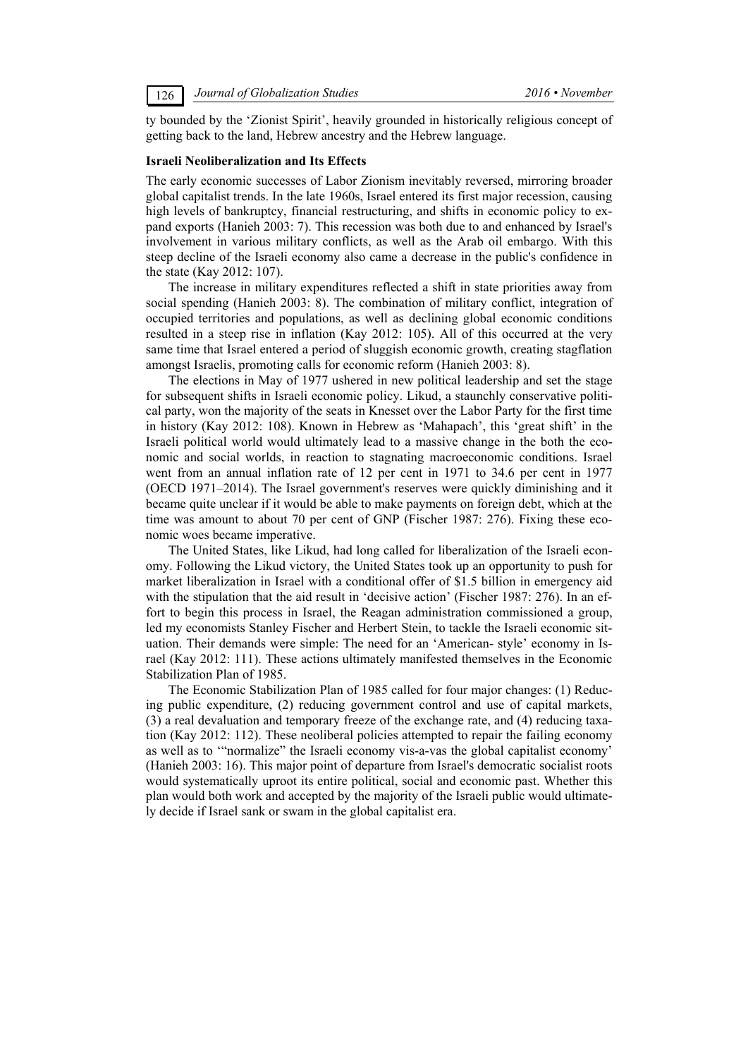ty bounded by the 'Zionist Spirit', heavily grounded in historically religious concept of getting back to the land, Hebrew ancestry and the Hebrew language.

### Israeli Neoliberalization and Its Effects

The early economic successes of Labor Zionism inevitably reversed, mirroring broader global capitalist trends. In the late 1960s, Israel entered its first major recession, causing high levels of bankruptcy, financial restructuring, and shifts in economic policy to expand exports (Hanieh 2003: 7). This recession was both due to and enhanced by Israel's involvement in various military conflicts, as well as the Arab oil embargo. With this steep decline of the Israeli economy also came a decrease in the public's confidence in the state (Kay 2012: 107).

The increase in military expenditures reflected a shift in state priorities away from social spending (Hanieh 2003: 8). The combination of military conflict, integration of occupied territories and populations, as well as declining global economic conditions resulted in a steep rise in inflation (Kay 2012: 105). All of this occurred at the very same time that Israel entered a period of sluggish economic growth, creating stagflation amongst Israelis, promoting calls for economic reform (Hanieh 2003: 8).

The elections in May of 1977 ushered in new political leadership and set the stage for subsequent shifts in Israeli economic policy. Likud, a staunchly conservative political party, won the majority of the seats in Knesset over the Labor Party for the first time in history (Kay 2012: 108). Known in Hebrew as 'Mahapach', this 'great shift' in the Israeli political world would ultimately lead to a massive change in the both the economic and social worlds, in reaction to stagnating macroeconomic conditions. Israel went from an annual inflation rate of 12 per cent in 1971 to 34.6 per cent in 1977 (OECD 1971–2014). The Israel government's reserves were quickly diminishing and it became quite unclear if it would be able to make payments on foreign debt, which at the time was amount to about 70 per cent of GNP (Fischer 1987: 276). Fixing these economic woes became imperative.

The United States, like Likud, had long called for liberalization of the Israeli economy. Following the Likud victory, the United States took up an opportunity to push for market liberalization in Israel with a conditional offer of $1.5 billion in emergency aid with the stipulation that the aid result in 'decisive action' (Fischer 1987: 276). In an effort to begin this process in Israel, the Reagan administration commissioned a group, led my economists Stanley Fischer and Herbert Stein, to tackle the Israeli economic situation. Their demands were simple: The need for an 'American- style' economy in Israel (Kay 2012: 111). These actions ultimately manifested themselves in the Economic Stabilization Plan of 1985.

The Economic Stabilization Plan of 1985 called for four major changes: (1) Reducing public expenditure, (2) reducing government control and use of capital markets, (3) a real devaluation and temporary freeze of the exchange rate, and (4) reducing taxation (Kay 2012: 112). These neoliberal policies attempted to repair the failing economy as well as to '"normalize" the Israeli economy vis-a-vas the global capitalist economy' (Hanieh 2003: 16). This major point of departure from Israel's democratic socialist roots would systematically uproot its entire political, social and economic past. Whether this plan would both work and accepted by the majority of the Israeli public would ultimately decide if Israel sank or swam in the global capitalist era.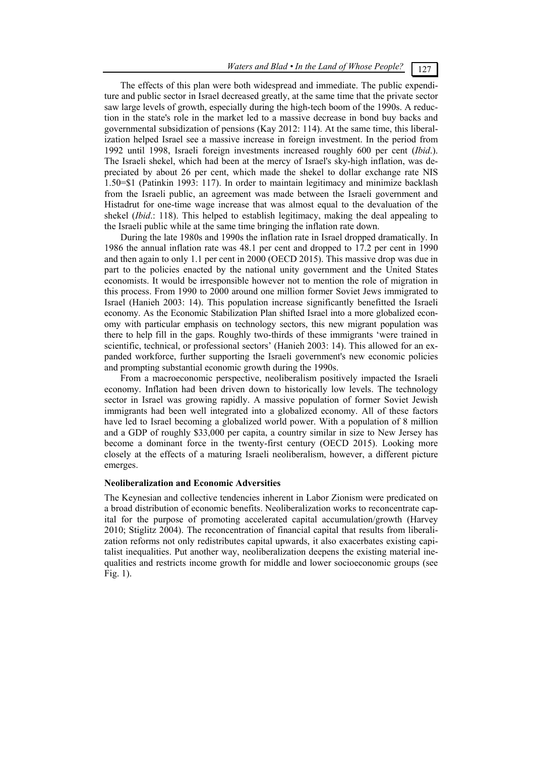The effects of this plan were both widespread and immediate. The public expenditure and public sector in Israel decreased greatly, at the same time that the private sector saw large levels of growth, especially during the high-tech boom of the 1990s. A reduction in the state's role in the market led to a massive decrease in bond buy backs and governmental subsidization of pensions (Kay 2012: 114). At the same time, this liberalization helped Israel see a massive increase in foreign investment. In the period from 1992 until 1998, Israeli foreign investments increased roughly 600 per cent (*Ibid*.). The Israeli shekel, which had been at the mercy of Israel's sky-high inflation, was depreciated by about 26 per cent, which made the shekel to dollar exchange rate NIS 1.50=$1 (Patinkin 1993: 117). In order to maintain legitimacy and minimize backlash from the Israeli public, an agreement was made between the Israeli government and Histadrut for one-time wage increase that was almost equal to the devaluation of the shekel (*Ibid*.: 118). This helped to establish legitimacy, making the deal appealing to the Israeli public while at the same time bringing the inflation rate down.

During the late 1980s and 1990s the inflation rate in Israel dropped dramatically. In 1986 the annual inflation rate was 48.1 per cent and dropped to 17.2 per cent in 1990 and then again to only 1.1 per cent in 2000 (OECD 2015). This massive drop was due in part to the policies enacted by the national unity government and the United States economists. It would be irresponsible however not to mention the role of migration in this process. From 1990 to 2000 around one million former Soviet Jews immigrated to Israel (Hanieh 2003: 14). This population increase significantly benefitted the Israeli economy. As the Economic Stabilization Plan shifted Israel into a more globalized economy with particular emphasis on technology sectors, this new migrant population was there to help fill in the gaps. Roughly two-thirds of these immigrants 'were trained in scientific, technical, or professional sectors' (Hanieh 2003: 14). This allowed for an expanded workforce, further supporting the Israeli government's new economic policies and prompting substantial economic growth during the 1990s.

From a macroeconomic perspective, neoliberalism positively impacted the Israeli economy. Inflation had been driven down to historically low levels. The technology sector in Israel was growing rapidly. A massive population of former Soviet Jewish immigrants had been well integrated into a globalized economy. All of these factors have led to Israel becoming a globalized world power. With a population of 8 million and a GDP of roughly $33,000 per capita, a country similar in size to New Jersey has become a dominant force in the twenty-first century (OECD 2015). Looking more closely at the effects of a maturing Israeli neoliberalism, however, a different picture emerges.

**Neoliberalization and Economic Adversities**

The Keynesian and collective tendencies inherent in Labor Zionism were predicated on a broad distribution of economic benefits. Neoliberalization works to reconcentrate capital for the purpose of promoting accelerated capital accumulation/growth (Harvey 2010; Stiglitz 2004). The reconcentration of financial capital that results from liberalization reforms not only redistributes capital upwards, it also exacerbates existing capitalist inequalities. Put another way, neoliberalization deepens the existing material inequalities and restricts income growth for middle and lower socioeconomic groups (see Fig. 1).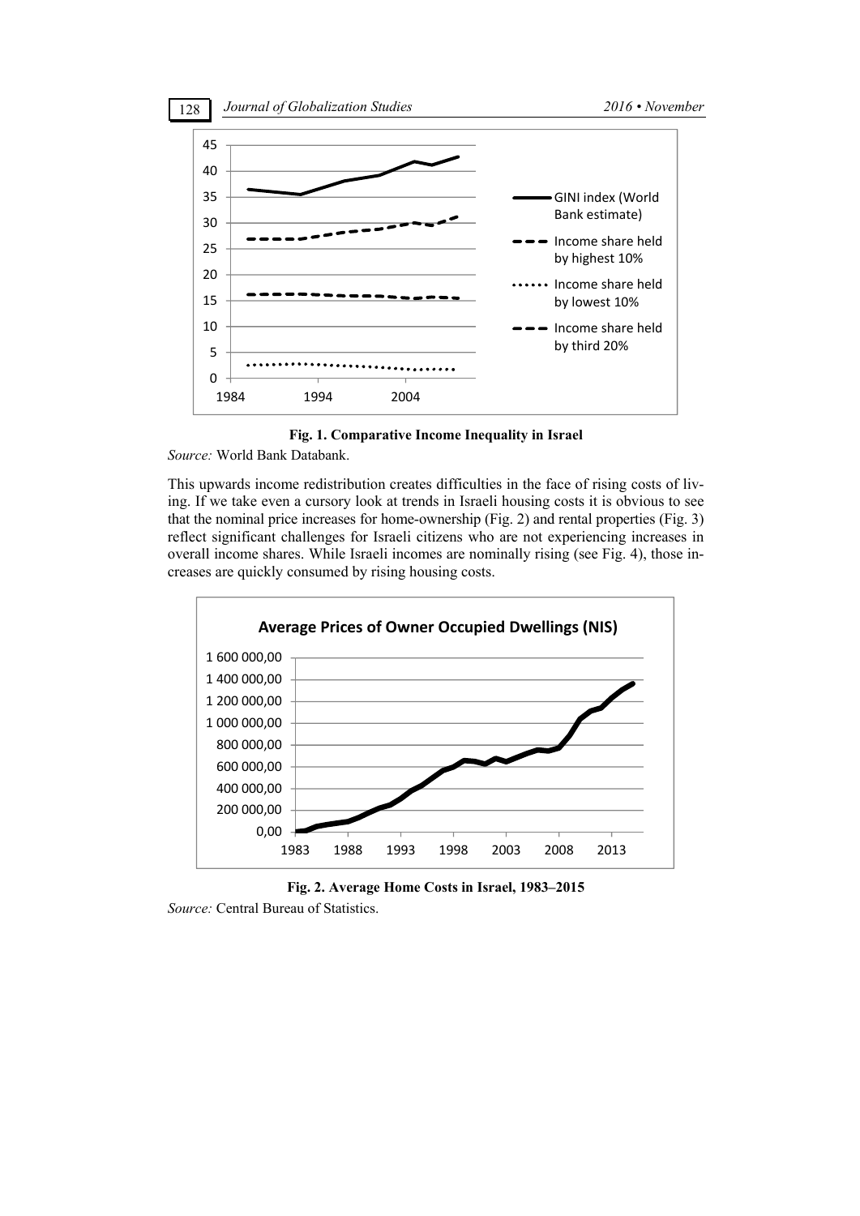**Fig. 1. Comparative Income Inequality in Israel**

*Source:* World Bank Databank.

This upwards income redistribution creates difficulties in the face of rising costs of living. If we take even a cursory look at trends in Israeli housing costs it is obvious to see that the nominal price increases for home-ownership (Fig. 2) and rental properties (Fig. 3) reflect significant challenges for Israeli citizens who are not experiencing increases in overall income shares. While Israeli incomes are nominally rising (see Fig. 4), those increases are quickly consumed by rising housing costs.

**Fig. 2. Average Home Costs in Israel, 1983–2015**

*Source:* Central Bureau of Statistics.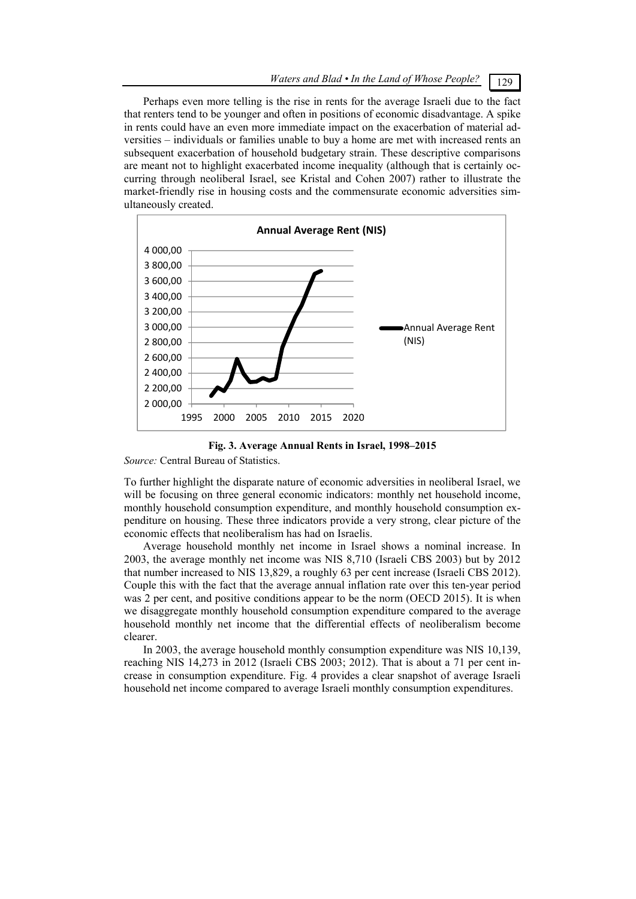Perhaps even more telling is the rise in rents for the average Israeli due to the fact that renters tend to be younger and often in positions of economic disadvantage. A spike in rents could have an even more immediate impact on the exacerbation of material adversities – individuals or families unable to buy a home are met with increased rents an subsequent exacerbation of household budgetary strain. These descriptive comparisons are meant not to highlight exacerbated income inequality (although that is certainly occurring through neoliberal Israel, see Kristal and Cohen 2007) rather to illustrate the market-friendly rise in housing costs and the commensurate economic adversities simultaneously created.

**Fig. 3. Average Annual Rents in Israel, 1998–2015**

*Source:* Central Bureau of Statistics.

To further highlight the disparate nature of economic adversities in neoliberal Israel, we will be focusing on three general economic indicators: monthly net household income, monthly household consumption expenditure, and monthly household consumption expenditure on housing. These three indicators provide a very strong, clear picture of the economic effects that neoliberalism has had on Israelis.

Average household monthly net income in Israel shows a nominal increase. In 2003, the average monthly net income was NIS 8,710 (Israeli CBS 2003) but by 2012 that number increased to NIS 13,829, a roughly 63 per cent increase (Israeli CBS 2012). Couple this with the fact that the average annual inflation rate over this ten-year period was 2 per cent, and positive conditions appear to be the norm (OECD 2015). It is when we disaggregate monthly household consumption expenditure compared to the average household monthly net income that the differential effects of neoliberalism become clearer.

In 2003, the average household monthly consumption expenditure was NIS 10,139, reaching NIS 14,273 in 2012 (Israeli CBS 2003; 2012). That is about a 71 per cent increase in consumption expenditure. Fig. 4 provides a clear snapshot of average Israeli household net income compared to average Israeli monthly consumption expenditures.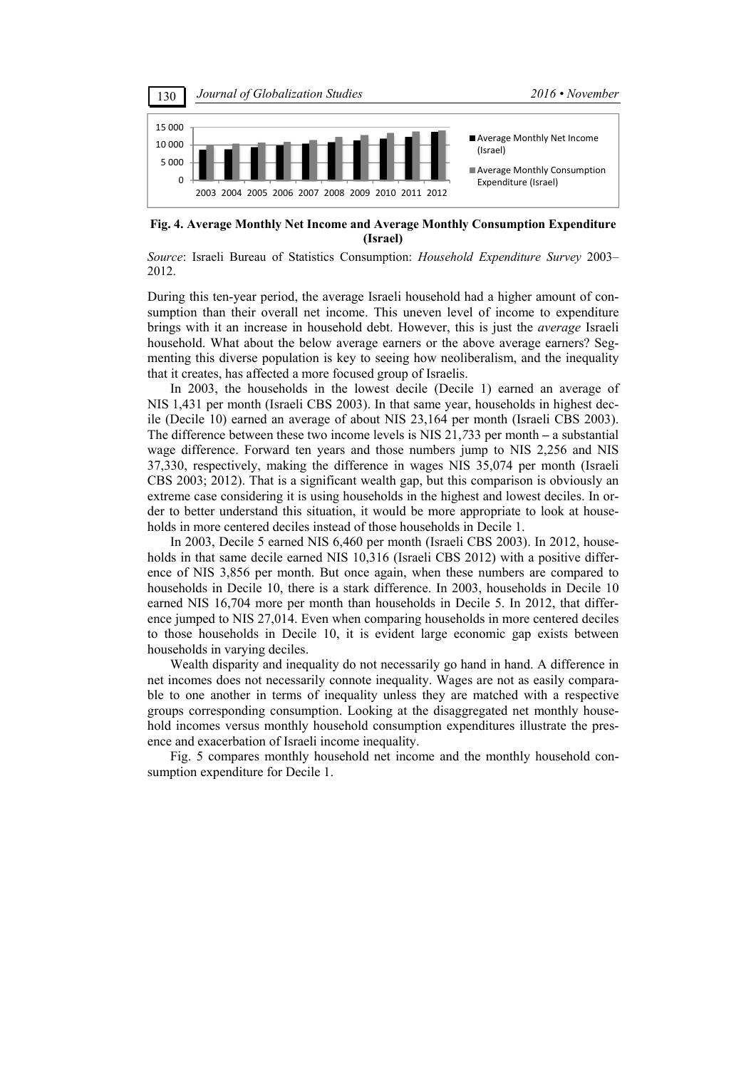**Fig. 4. Average Monthly Net Income and Average Monthly Consumption Expenditure (Israel)**

*Source*: Israeli Bureau of Statistics Consumption: *Household Expenditure Survey* 2003–2012.

During this ten-year period, the average Israeli household had a higher amount of consumption than their overall net income. This uneven level of income to expenditure brings with it an increase in household debt. However, this is just the *average* Israeli household. What about the below average earners or the above average earners? Segmenting this diverse population is key to seeing how neoliberalism, and the inequality that it creates, has affected a more focused group of Israelis.

In 2003, the households in the lowest decile (Decile 1) earned an average of NIS 1,431 per month (Israeli CBS 2003). In that same year, households in highest decile (Decile 10) earned an average of about NIS 23,164 per month (Israeli CBS 2003). The difference between these two income levels is NIS 21,733 per month – a substantial wage difference. Forward ten years and those numbers jump to NIS 2,256 and NIS 37,330, respectively, making the difference in wages NIS 35,074 per month (Israeli CBS 2003; 2012). That is a significant wealth gap, but this comparison is obviously an extreme case considering it is using households in the highest and lowest deciles. In order to better understand this situation, it would be more appropriate to look at households in more centered deciles instead of those households in Decile 1.

In 2003, Decile 5 earned NIS 6,460 per month (Israeli CBS 2003). In 2012, households in that same decile earned NIS 10,316 (Israeli CBS 2012) with a positive difference of NIS 3,856 per month. But once again, when these numbers are compared to households in Decile 10, there is a stark difference. In 2003, households in Decile 10 earned NIS 16,704 more per month than households in Decile 5. In 2012, that difference jumped to NIS 27,014. Even when comparing households in more centered deciles to those households in Decile 10, it is evident large economic gap exists between households in varying deciles.

Wealth disparity and inequality do not necessarily go hand in hand. A difference in net incomes does not necessarily connote inequality. Wages are not as easily comparable to one another in terms of inequality unless they are matched with a respective groups corresponding consumption. Looking at the disaggregated net monthly household incomes versus monthly household consumption expenditures illustrate the presence and exacerbation of Israeli income inequality.

Fig. 5 compares monthly household net income and the monthly household consumption expenditure for Decile 1.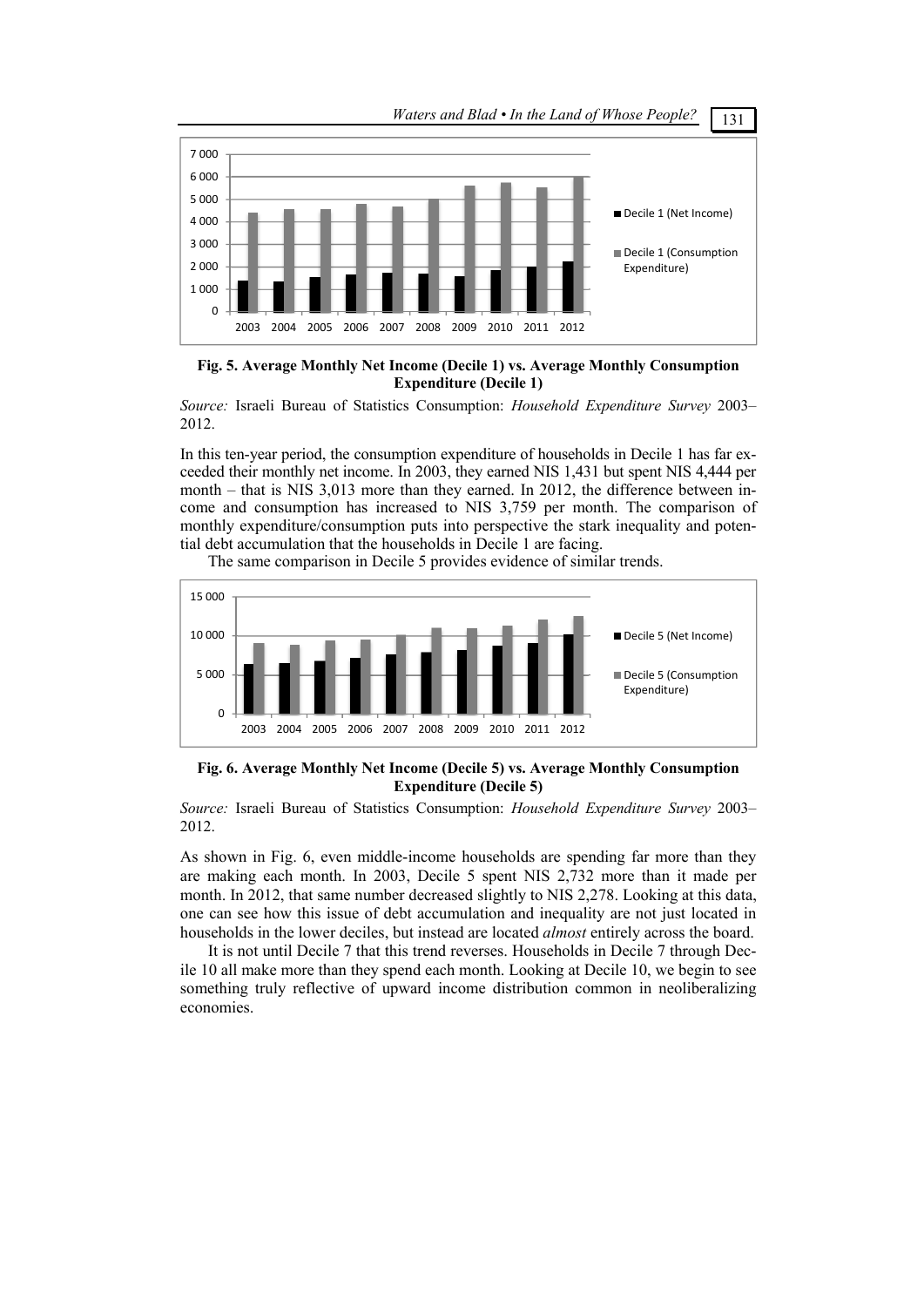**Fig. 5. Average Monthly Net Income (Decile 1) vs. Average Monthly Consumption Expenditure (Decile 1)**

*Source:* Israeli Bureau of Statistics Consumption: *Household Expenditure Survey* 2003–2012.

In this ten-year period, the consumption expenditure of households in Decile 1 has far exceeded their monthly net income. In 2003, they earned NIS 1,431 but spent NIS 4,444 per month – that is NIS 3,013 more than they earned. In 2012, the difference between income and consumption has increased to NIS 3,759 per month. The comparison of monthly expenditure/consumption puts into perspective the stark inequality and potential debt accumulation that the households in Decile 1 are facing.

The same comparison in Decile 5 provides evidence of similar trends.

**Fig. 6. Average Monthly Net Income (Decile 5) vs. Average Monthly Consumption Expenditure (Decile 5)**

*Source:* Israeli Bureau of Statistics Consumption: *Household Expenditure Survey* 2003–2012.

As shown in Fig. 6, even middle-income households are spending far more than they are making each month. In 2003, Decile 5 spent NIS 2,732 more than it made per month. In 2012, that same number decreased slightly to NIS 2,278. Looking at this data, one can see how this issue of debt accumulation and inequality are not just located in households in the lower deciles, but instead are located *almost* entirely across the board.

It is not until Decile 7 that this trend reverses. Households in Decile 7 through Decile 10 all make more than they spend each month. Looking at Decile 10, we begin to see something truly reflective of upward income distribution common in neoliberalizing economies.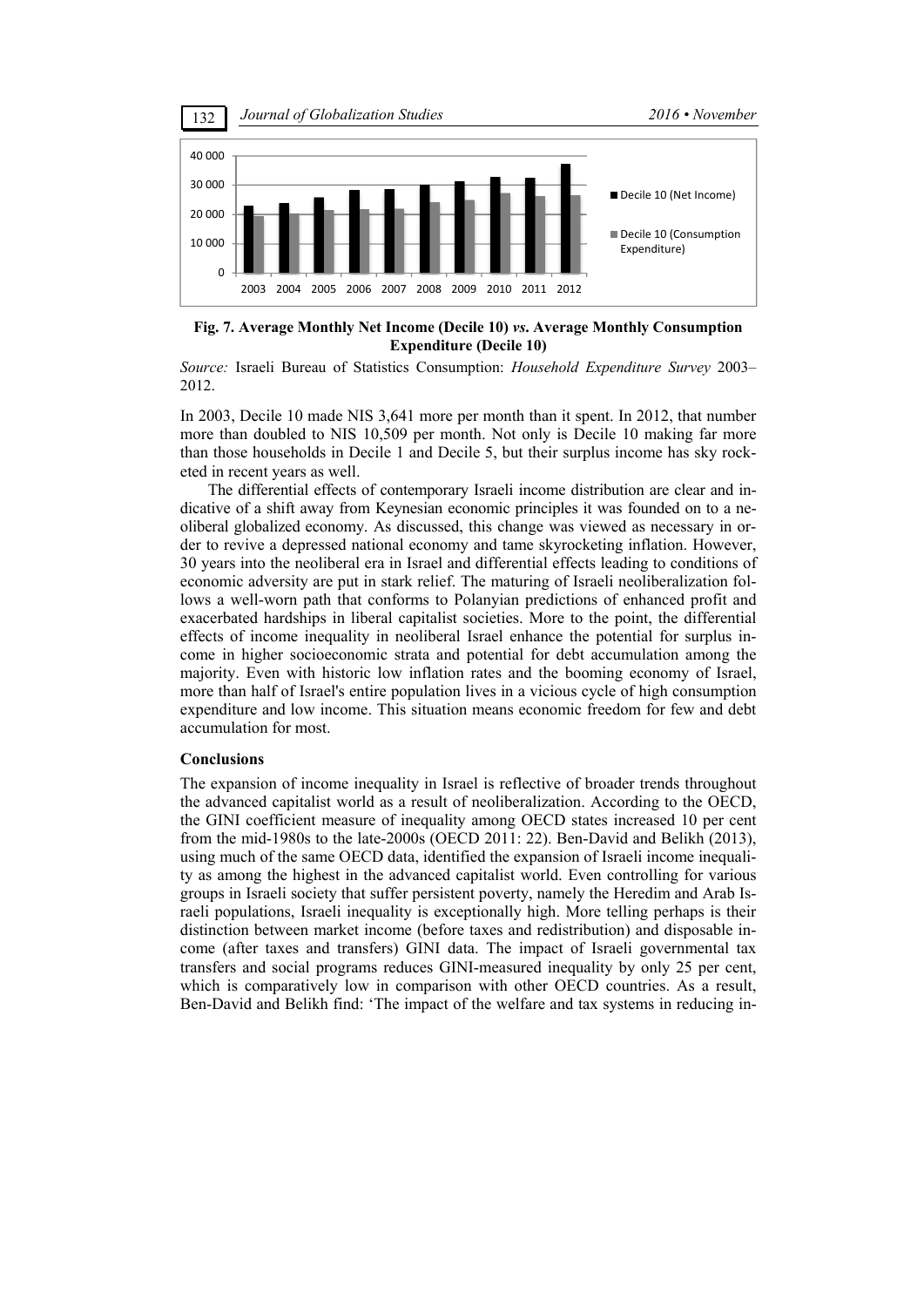**Fig. 7. Average Monthly Net Income (Decile 10) *vs.* Average Monthly Consumption Expenditure (Decile 10)**

*Source:* Israeli Bureau of Statistics Consumption: *Household Expenditure Survey* 2003–2012.

In 2003, Decile 10 made NIS 3,641 more per month than it spent. In 2012, that number more than doubled to NIS 10,509 per month. Not only is Decile 10 making far more than those households in Decile 1 and Decile 5, but their surplus income has sky rocketed in recent years as well.

The differential effects of contemporary Israeli income distribution are clear and indicative of a shift away from Keynesian economic principles it was founded on to a neoliberal globalized economy. As discussed, this change was viewed as necessary in order to revive a depressed national economy and tame skyrocketing inflation. However, 30 years into the neoliberal era in Israel and differential effects leading to conditions of economic adversity are put in stark relief. The maturing of Israeli neoliberalization follows a well-worn path that conforms to Polanyian predictions of enhanced profit and exacerbated hardships in liberal capitalist societies. More to the point, the differential effects of income inequality in neoliberal Israel enhance the potential for surplus income in higher socioeconomic strata and potential for debt accumulation among the majority. Even with historic low inflation rates and the booming economy of Israel, more than half of Israel's entire population lives in a vicious cycle of high consumption expenditure and low income. This situation means economic freedom for few and debt accumulation for most.

## Conclusions

The expansion of income inequality in Israel is reflective of broader trends throughout the advanced capitalist world as a result of neoliberalization. According to the OECD, the GINI coefficient measure of inequality among OECD states increased 10 per cent from the mid-1980s to the late-2000s (OECD 2011: 22). Ben-David and Belikh (2013), using much of the same OECD data, identified the expansion of Israeli income inequality as among the highest in the advanced capitalist world. Even controlling for various groups in Israeli society that suffer persistent poverty, namely the Heredim and Arab Israeli populations, Israeli inequality is exceptionally high. More telling perhaps is their distinction between market income (before taxes and redistribution) and disposable income (after taxes and transfers) GINI data. The impact of Israeli governmental tax transfers and social programs reduces GINI-measured inequality by only 25 per cent, which is comparatively low in comparison with other OECD countries. As a result, Ben-David and Belikh find: 'The impact of the welfare and tax systems in reducing in-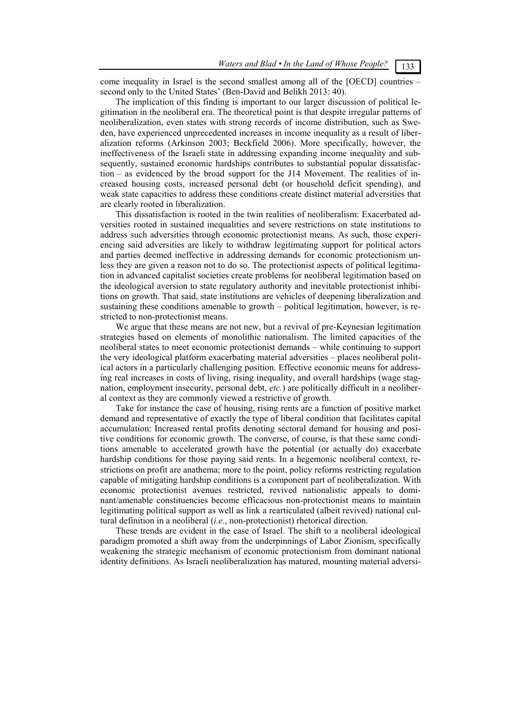come inequality in Israel is the second smallest among all of the [OECD] countries – second only to the United States' (Ben-David and Belikh 2013: 40).

The implication of this finding is important to our larger discussion of political legitimation in the neoliberal era. The theoretical point is that despite irregular patterns of neoliberalization, even states with strong records of income distribution, such as Sweden, have experienced unprecedented increases in income inequality as a result of liberalization reforms (Arkinson 2003; Beckfield 2006). More specifically, however, the ineffectiveness of the Israeli state in addressing expanding income inequality and subsequently, sustained economic hardships contributes to substantial popular dissatisfaction – as evidenced by the broad support for the J14 Movement. The realities of increased housing costs, increased personal debt (or household deficit spending), and weak state capacities to address these conditions create distinct material adversities that are clearly rooted in liberalization.

This dissatisfaction is rooted in the twin realities of neoliberalism: Exacerbated adversities rooted in sustained inequalities and severe restrictions on state institutions to address such adversities through economic protectionist means. As such, those experiencing said adversities are likely to withdraw legitimating support for political actors and parties deemed ineffective in addressing demands for economic protectionism unless they are given a reason not to do so. The protectionist aspects of political legitimation in advanced capitalist societies create problems for neoliberal legitimation based on the ideological aversion to state regulatory authority and inevitable protectionist inhibitions on growth. That said, state institutions are vehicles of deepening liberalization and sustaining these conditions amenable to growth – political legitimation, however, is restricted to non-protectionist means.

We argue that these means are not new, but a revival of pre-Keynesian legitimation strategies based on elements of monolithic nationalism. The limited capacities of the neoliberal states to meet economic protectionist demands – while continuing to support the very ideological platform exacerbating material adversities – places neoliberal political actors in a particularly challenging position. Effective economic means for addressing real increases in costs of living, rising inequality, and overall hardships (wage stagnation, employment insecurity, personal debt, *etc.*) are politically difficult in a neoliberal context as they are commonly viewed a restrictive of growth.

Take for instance the case of housing, rising rents are a function of positive market demand and representative of exactly the type of liberal condition that facilitates capital accumulation: Increased rental profits denoting sectoral demand for housing and positive conditions for economic growth. The converse, of course, is that these same conditions amenable to accelerated growth have the potential (or actually do) exacerbate hardship conditions for those paying said rents. In a hegemonic neoliberal context, restrictions on profit are anathema; more to the point, policy reforms restricting regulation capable of mitigating hardship conditions is a component part of neoliberalization. With economic protectionist avenues restricted, revived nationalistic appeals to dominant/amenable constituencies become efficacious non-protectionist means to maintain legitimating political support as well as link a rearticulated (albeit revived) national cultural definition in a neoliberal (*i.e*., non-protectionist) rhetorical direction.

These trends are evident in the case of Israel. The shift to a neoliberal ideological paradigm promoted a shift away from the underpinnings of Labor Zionism, specifically weakening the strategic mechanism of economic protectionism from dominant national identity definitions. As Israeli neoliberalization has matured, mounting material adversi-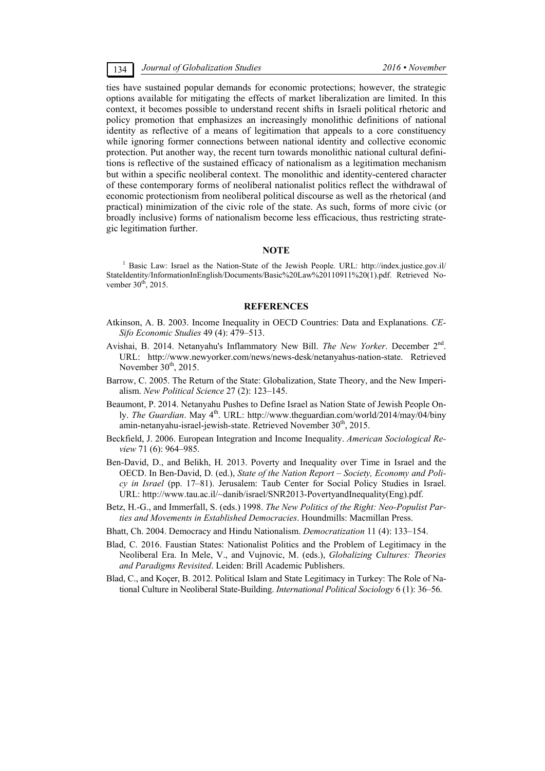ties have sustained popular demands for economic protections; however, the strategic options available for mitigating the effects of market liberalization are limited. In this context, it becomes possible to understand recent shifts in Israeli political rhetoric and policy promotion that emphasizes an increasingly monolithic definitions of national identity as reflective of a means of legitimation that appeals to a core constituency while ignoring former connections between national identity and collective economic protection. Put another way, the recent turn towards monolithic national cultural definitions is reflective of the sustained efficacy of nationalism as a legitimation mechanism but within a specific neoliberal context. The monolithic and identity-centered character of these contemporary forms of neoliberal nationalist politics reflect the withdrawal of economic protectionism from neoliberal political discourse as well as the rhetorical (and practical) minimization of the civic role of the state. As such, forms of more civic (or broadly inclusive) forms of nationalism become less efficacious, thus restricting strategic legitimation further.

## NOTE

[1] Basic Law: Israel as the Nation-State of the Jewish People. URL: http://index.justice.gov.il/StateIdentity/InformationInEnglish/Documents/Basic%20Law%20110911%20(1).pdf. Retrieved November 30th, 2015.

## REFERENCES

Atkinson, A. B. 2003. Income Inequality in OECD Countries: Data and Explanations. *CESifo Economic Studies* 49 (4): 479–513.

Avishai, B. 2014. Netanyahu's Inflammatory New Bill. *The New Yorker*. December 2nd. URL: http://www.newyorker.com/news/news-desk/netanyahus-nation-state. Retrieved November 30th, 2015.

Barrow, C. 2005. The Return of the State: Globalization, State Theory, and the New Imperialism. *New Political Science* 27 (2): 123–145.

Beaumont, P. 2014. Netanyahu Pushes to Define Israel as Nation State of Jewish People Only. *The Guardian*. May 4th. URL: http://www.theguardian.com/world/2014/may/04/binyamin-netanyahu-israel-jewish-state. Retrieved November 30th, 2015.

Beckfield, J. 2006. European Integration and Income Inequality. *American Sociological Review* 71 (6): 964–985.

Ben-David, D., and Belikh, H. 2013. Poverty and Inequality over Time in Israel and the OECD. In Ben-David, D. (ed.), *State of the Nation Report – Society, Economy and Policy in Israel* (pp. 17–81). Jerusalem: Taub Center for Social Policy Studies in Israel. URL: http://www.tau.ac.il/~danib/israel/SNR2013-PovertyandInequality(Eng).pdf.

Betz, H.-G., and Immerfall, S. (eds.) 1998. *The New Politics of the Right: Neo-Populist Parties and Movements in Established Democracies*. Houndmills: Macmillan Press.

Bhatt, Ch. 2004. Democracy and Hindu Nationalism. *Democratization* 11 (4): 133–154.

Blad, C. 2016. Faustian States: Nationalist Politics and the Problem of Legitimacy in the Neoliberal Era. In Mele, V., and Vujnovic, M. (eds.), *Globalizing Cultures: Theories and Paradigms Revisited*. Leiden: Brill Academic Publishers.

Blad, C., and Koçer, B. 2012. Political Islam and State Legitimacy in Turkey: The Role of National Culture in Neoliberal State-Building. *International Political Sociology* 6 (1): 36–56.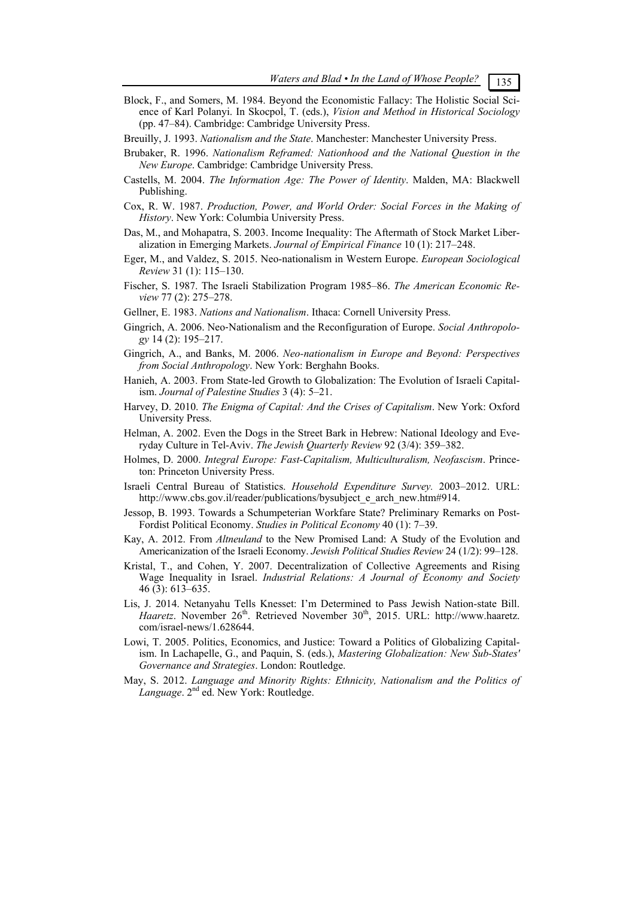Block, F., and Somers, M. 1984. Beyond the Economistic Fallacy: The Holistic Social Science of Karl Polanyi. In Skocpol, T. (eds.), *Vision and Method in Historical Sociology* (pp. 47–84). Cambridge: Cambridge University Press.

Breuilly, J. 1993. *Nationalism and the State*. Manchester: Manchester University Press.

Brubaker, R. 1996. *Nationalism Reframed: Nationhood and the National Question in the New Europe*. Cambridge: Cambridge University Press.

Castells, M. 2004. *The Information Age: The Power of Identity*. Malden, MA: Blackwell Publishing.

Cox, R. W. 1987. *Production, Power, and World Order: Social Forces in the Making of History*. New York: Columbia University Press.

Das, M., and Mohapatra, S. 2003. Income Inequality: The Aftermath of Stock Market Liberalization in Emerging Markets. *Journal of Empirical Finance* 10 (1): 217–248.

Eger, M., and Valdez, S. 2015. Neo-nationalism in Western Europe. *European Sociological Review* 31 (1): 115–130.

Fischer, S. 1987. The Israeli Stabilization Program 1985–86. *The American Economic Review* 77 (2): 275–278.

Gellner, E. 1983. *Nations and Nationalism*. Ithaca: Cornell University Press.

Gingrich, A. 2006. Neo-Nationalism and the Reconfiguration of Europe. *Social Anthropology* 14 (2): 195–217.

Gingrich, A., and Banks, M. 2006. *Neo-nationalism in Europe and Beyond: Perspectives from Social Anthropology*. New York: Berghahn Books.

Hanieh, A. 2003. From State-led Growth to Globalization: The Evolution of Israeli Capitalism. *Journal of Palestine Studies* 3 (4): 5–21.

Harvey, D. 2010. *The Enigma of Capital: And the Crises of Capitalism*. New York: Oxford University Press.

Helman, A. 2002. Even the Dogs in the Street Bark in Hebrew: National Ideology and Everyday Culture in Tel-Aviv. *The Jewish Quarterly Review* 92 (3/4): 359–382.

Holmes, D. 2000. *Integral Europe: Fast-Capitalism, Multiculturalism, Neofascism*. Princeton: Princeton University Press.

Israeli Central Bureau of Statistics. *Household Expenditure Survey.* 2003–2012. URL: http://www.cbs.gov.il/reader/publications/bysubject_e_arch_new.htm#914.

Jessop, B. 1993. Towards a Schumpeterian Workfare State? Preliminary Remarks on Post-Fordist Political Economy. *Studies in Political Economy* 40 (1): 7–39.

Kay, A. 2012. From *Altneuland* to the New Promised Land: A Study of the Evolution and Americanization of the Israeli Economy. *Jewish Political Studies Review* 24 (1/2): 99–128.

Kristal, T., and Cohen, Y. 2007. Decentralization of Collective Agreements and Rising Wage Inequality in Israel. *Industrial Relations: A Journal of Economy and Society* 46 (3): 613–635.

Lis, J. 2014. Netanyahu Tells Knesset: I'm Determined to Pass Jewish Nation-state Bill. *Haaretz*. November 26th. Retrieved November 30th, 2015. URL: http://www.haaretz.com/israel-news/1.628644.

Lowi, T. 2005. Politics, Economics, and Justice: Toward a Politics of Globalizing Capitalism. In Lachapelle, G., and Paquin, S. (eds.), *Mastering Globalization: New Sub-States' Governance and Strategies*. London: Routledge.

May, S. 2012. *Language and Minority Rights: Ethnicity, Nationalism and the Politics of Language*. 2nd ed. New York: Routledge.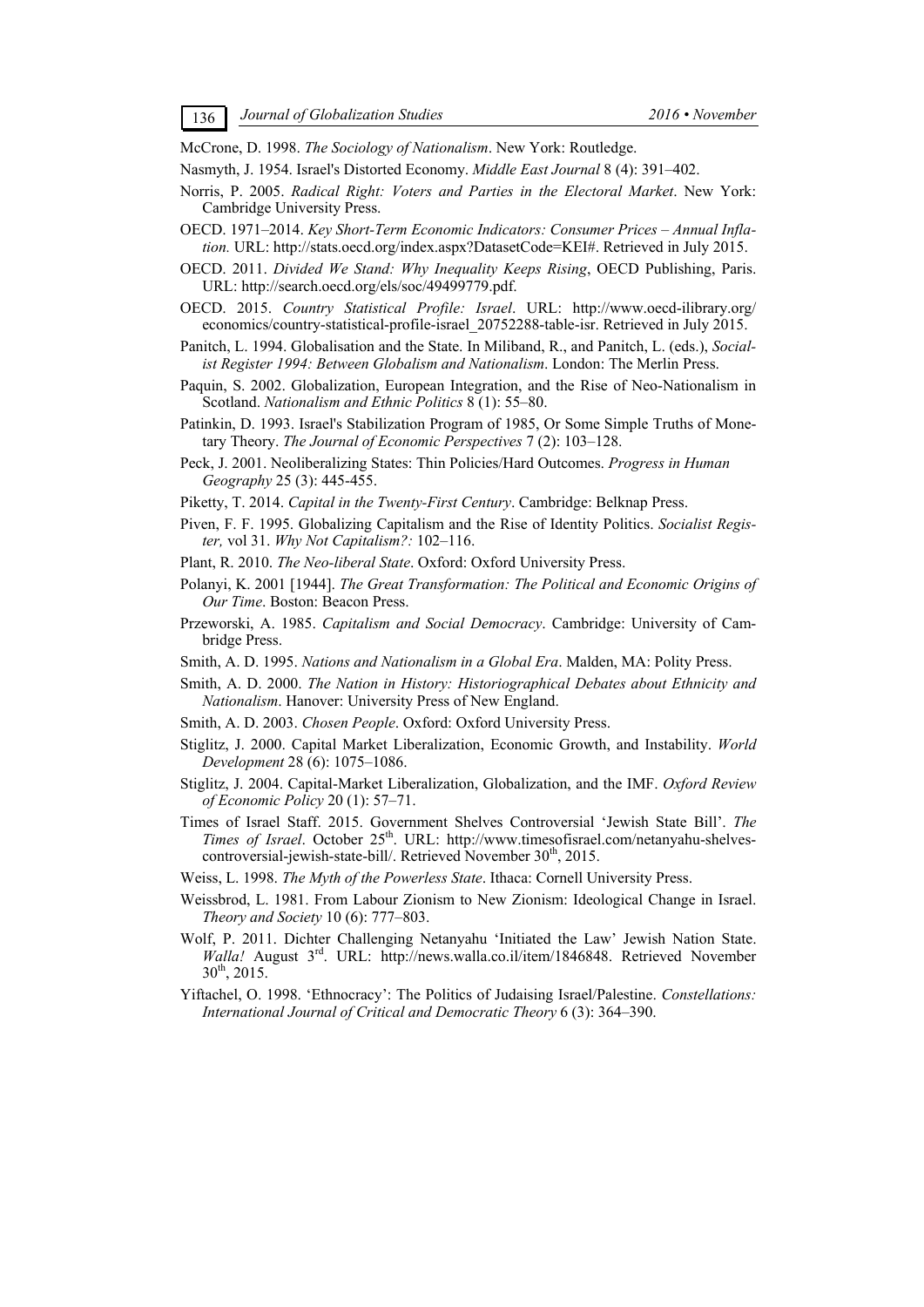McCrone, D. 1998. *The Sociology of Nationalism*. New York: Routledge.

Nasmyth, J. 1954. Israel's Distorted Economy. *Middle East Journal* 8 (4): 391–402.

Norris, P. 2005. *Radical Right: Voters and Parties in the Electoral Market*. New York: Cambridge University Press.

OECD. 1971–2014. *Key Short-Term Economic Indicators: Consumer Prices – Annual Inflation.* URL: http://stats.oecd.org/index.aspx?DatasetCode=KEI#. Retrieved in July 2015.

OECD. 2011. *Divided We Stand: Why Inequality Keeps Rising*, OECD Publishing, Paris. URL: http://search.oecd.org/els/soc/49499779.pdf.

OECD. 2015. *Country Statistical Profile: Israel*. URL: http://www.oecd-ilibrary.org/economics/country-statistical-profile-israel_20752288-table-isr. Retrieved in July 2015.

Panitch, L. 1994. Globalisation and the State. In Miliband, R., and Panitch, L. (eds.), *Socialist Register 1994: Between Globalism and Nationalism*. London: The Merlin Press.

Paquin, S. 2002. Globalization, European Integration, and the Rise of Neo-Nationalism in Scotland. *Nationalism and Ethnic Politics* 8 (1): 55–80.

Patinkin, D. 1993. Israel's Stabilization Program of 1985, Or Some Simple Truths of Monetary Theory. *The Journal of Economic Perspectives* 7 (2): 103–128.

Peck, J. 2001. Neoliberalizing States: Thin Policies/Hard Outcomes. *Progress in Human Geography* 25 (3): 445-455.

Piketty, T. 2014. *Capital in the Twenty-First Century*. Cambridge: Belknap Press.

Piven, F. F. 1995. Globalizing Capitalism and the Rise of Identity Politics. *Socialist Register,* vol 31. *Why Not Capitalism?:* 102–116.

Plant, R. 2010. *The Neo-liberal State*. Oxford: Oxford University Press.

Polanyi, K. 2001 [1944]. *The Great Transformation: The Political and Economic Origins of Our Time*. Boston: Beacon Press.

Przeworski, A. 1985. *Capitalism and Social Democracy*. Cambridge: University of Cambridge Press.

Smith, A. D. 1995. *Nations and Nationalism in a Global Era*. Malden, MA: Polity Press.

Smith, A. D. 2000. *The Nation in History: Historiographical Debates about Ethnicity and Nationalism*. Hanover: University Press of New England.

Smith, A. D. 2003. *Chosen People*. Oxford: Oxford University Press.

Stiglitz, J. 2000. Capital Market Liberalization, Economic Growth, and Instability. *World Development* 28 (6): 1075–1086.

Stiglitz, J. 2004. Capital-Market Liberalization, Globalization, and the IMF. *Oxford Review of Economic Policy* 20 (1): 57–71.

Times of Israel Staff. 2015. Government Shelves Controversial 'Jewish State Bill'. *The Times of Israel*. October 25th. URL: http://www.timesofisrael.com/netanyahu-shelves-controversial-jewish-state-bill/. Retrieved November 30th, 2015.

Weiss, L. 1998. *The Myth of the Powerless State*. Ithaca: Cornell University Press.

Weissbrod, L. 1981. From Labour Zionism to New Zionism: Ideological Change in Israel. *Theory and Society* 10 (6): 777–803.

Wolf, P. 2011. Dichter Challenging Netanyahu 'Initiated the Law' Jewish Nation State. *Walla!* August 3rd. URL: http://news.walla.co.il/item/1846848. Retrieved November 30th, 2015.

Yiftachel, O. 1998. 'Ethnocracy': The Politics of Judaising Israel/Palestine. *Constellations: International Journal of Critical and Democratic Theory* 6 (3): 364–390.